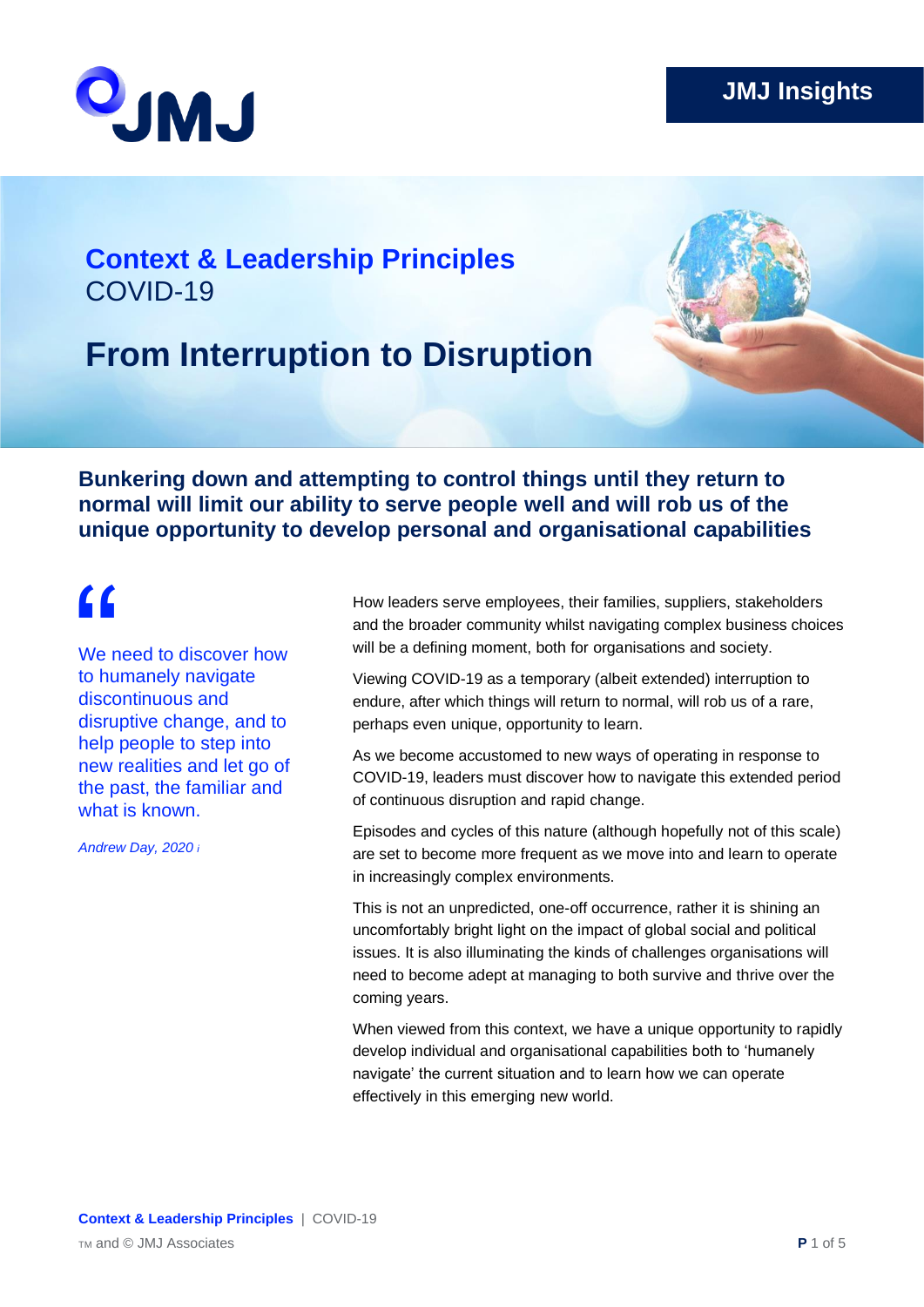JMJ Insights

## Context & Leadership Principles
COVID-19

# From Interruption to Disruption

**Bunkering down and attempting to control things until they return to normal will limit our ability to serve people well and will rob us of the unique opportunity to develop personal and organisational capabilities**

> "We need to discover how to humanely navigate discontinuous and disruptive change, and to help people to step into new realities and let go of the past, the familiar and what is known.
>
> *Andrew Day, 2020 [i]*

How leaders serve employees, their families, suppliers, stakeholders and the broader community whilst navigating complex business choices will be a defining moment, both for organisations and society.

Viewing COVID-19 as a temporary (albeit extended) interruption to endure, after which things will return to normal, will rob us of a rare, perhaps even unique, opportunity to learn.

As we become accustomed to new ways of operating in response to COVID-19, leaders must discover how to navigate this extended period of continuous disruption and rapid change.

Episodes and cycles of this nature (although hopefully not of this scale) are set to become more frequent as we move into and learn to operate in increasingly complex environments.

This is not an unpredicted, one-off occurrence, rather it is shining an uncomfortably bright light on the impact of global social and political issues. It is also illuminating the kinds of challenges organisations will need to become adept at managing to both survive and thrive over the coming years.

When viewed from this context, we have a unique opportunity to rapidly develop individual and organisational capabilities both to 'humanely navigate' the current situation and to learn how we can operate effectively in this emerging new world.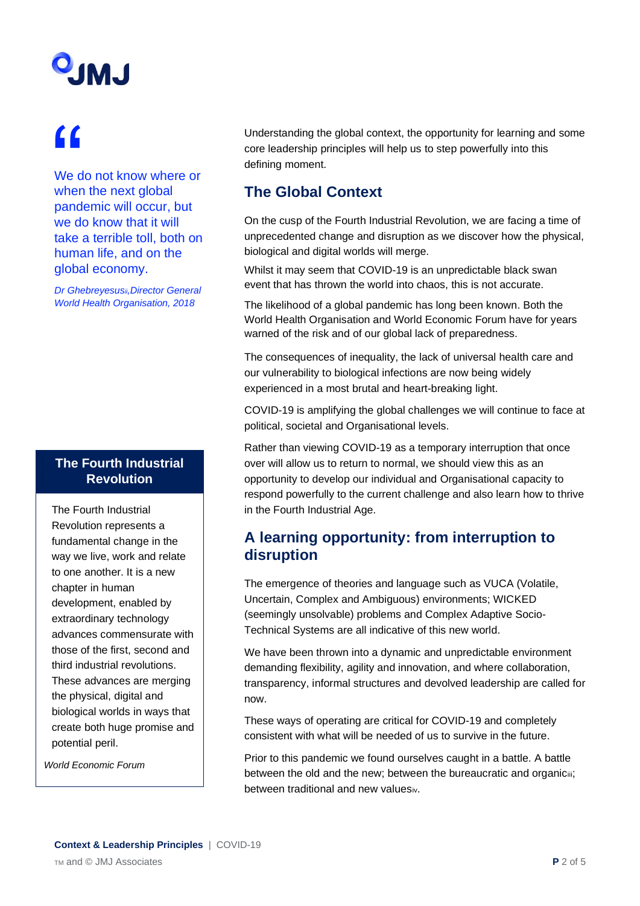> We do not know where or when the next global pandemic will occur, but we do know that it will take a terrible toll, both on human life, and on the global economy.
>
> *Dr Ghebreyesus[ii], Director General World Health Organisation, 2018*

Understanding the global context, the opportunity for learning and some core leadership principles will help us to step powerfully into this defining moment.

## The Global Context

On the cusp of the Fourth Industrial Revolution, we are facing a time of unprecedented change and disruption as we discover how the physical, biological and digital worlds will merge.

Whilst it may seem that COVID-19 is an unpredictable black swan event that has thrown the world into chaos, this is not accurate.

The likelihood of a global pandemic has long been known. Both the World Health Organisation and World Economic Forum have for years warned of the risk and of our global lack of preparedness.

The consequences of inequality, the lack of universal health care and our vulnerability to biological infections are now being widely experienced in a most brutal and heart-breaking light.

COVID-19 is amplifying the global challenges we will continue to face at political, societal and Organisational levels.

Rather than viewing COVID-19 as a temporary interruption that once over will allow us to return to normal, we should view this as an opportunity to develop our individual and Organisational capacity to respond powerfully to the current challenge and also learn how to thrive in the Fourth Industrial Age.

### The Fourth Industrial Revolution

The Fourth Industrial Revolution represents a fundamental change in the way we live, work and relate to one another. It is a new chapter in human development, enabled by extraordinary technology advances commensurate with those of the first, second and third industrial revolutions. These advances are merging the physical, digital and biological worlds in ways that create both huge promise and potential peril.

*World Economic Forum*

## A learning opportunity: from interruption to disruption

The emergence of theories and language such as VUCA (Volatile, Uncertain, Complex and Ambiguous) environments; WICKED (seemingly unsolvable) problems and Complex Adaptive Socio-Technical Systems are all indicative of this new world.

We have been thrown into a dynamic and unpredictable environment demanding flexibility, agility and innovation, and where collaboration, transparency, informal structures and devolved leadership are called for now.

These ways of operating are critical for COVID-19 and completely consistent with what will be needed of us to survive in the future.

Prior to this pandemic we found ourselves caught in a battle. A battle between the old and the new; between the bureaucratic and organic[iii]; between traditional and new values[iv].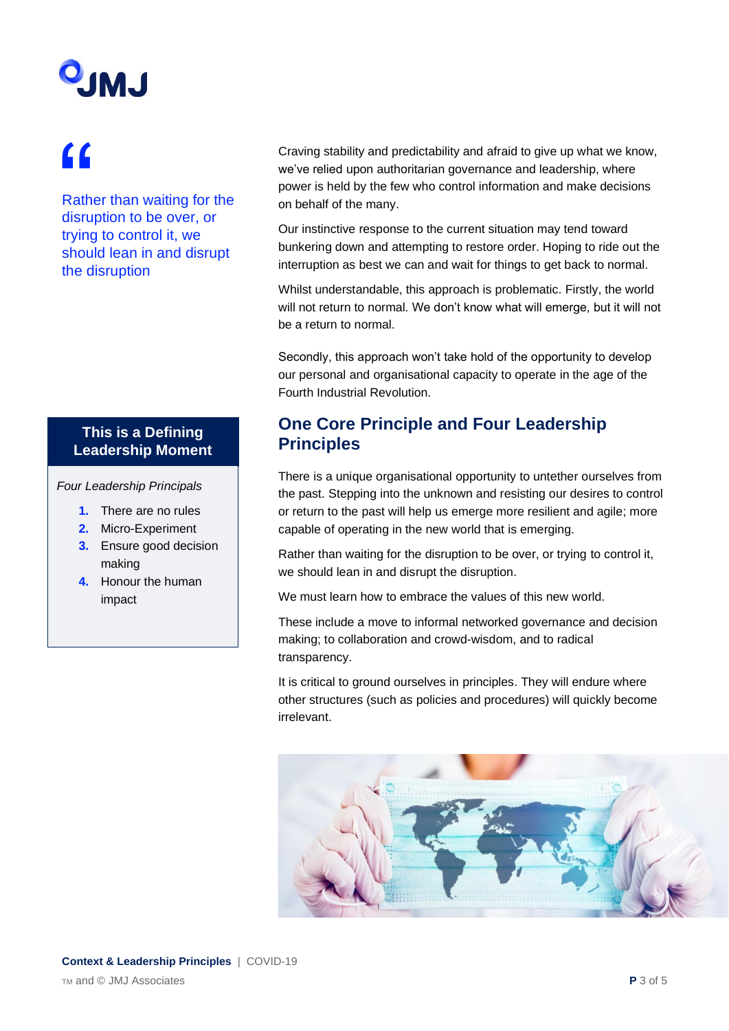> Rather than waiting for the disruption to be over, or trying to control it, we should lean in and disrupt the disruption

Craving stability and predictability and afraid to give up what we know, we've relied upon authoritarian governance and leadership, where power is held by the few who control information and make decisions on behalf of the many.

Our instinctive response to the current situation may tend toward bunkering down and attempting to restore order. Hoping to ride out the interruption as best we can and wait for things to get back to normal.

Whilst understandable, this approach is problematic. Firstly, the world will not return to normal. We don't know what will emerge, but it will not be a return to normal.

Secondly, this approach won't take hold of the opportunity to develop our personal and organisational capacity to operate in the age of the Fourth Industrial Revolution.

**This is a Defining Leadership Moment**

*Four Leadership Principals*

1. There are no rules
2. Micro-Experiment
3. Ensure good decision making
4. Honour the human impact

## One Core Principle and Four Leadership Principles

There is a unique organisational opportunity to untether ourselves from the past. Stepping into the unknown and resisting our desires to control or return to the past will help us emerge more resilient and agile; more capable of operating in the new world that is emerging.

Rather than waiting for the disruption to be over, or trying to control it, we should lean in and disrupt the disruption.

We must learn how to embrace the values of this new world.

These include a move to informal networked governance and decision making; to collaboration and crowd-wisdom, and to radical transparency.

It is critical to ground ourselves in principles. They will endure where other structures (such as policies and procedures) will quickly become irrelevant.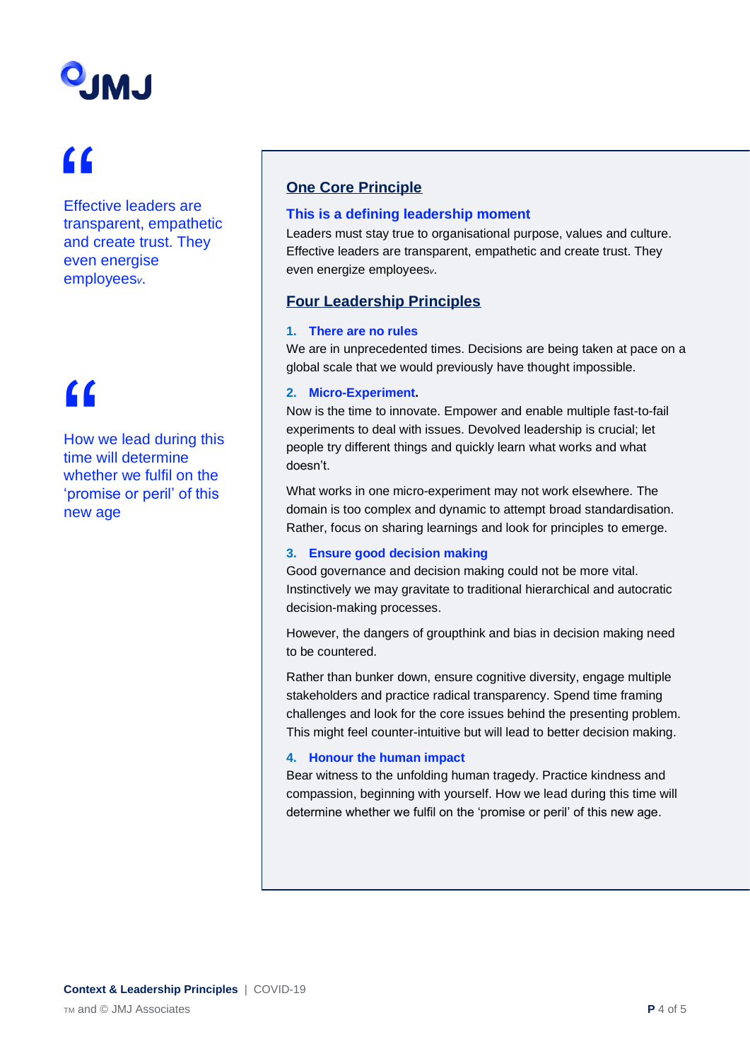> Effective leaders are transparent, empathetic and create trust. They even energise employees[v].

> How we lead during this time will determine whether we fulfil on the 'promise or peril' of this new age

## One Core Principle

### This is a defining leadership moment

Leaders must stay true to organisational purpose, values and culture. Effective leaders are transparent, empathetic and create trust. They even energize employees[v].

## Four Leadership Principles

### 1. There are no rules

We are in unprecedented times. Decisions are being taken at pace on a global scale that we would previously have thought impossible.

### 2. Micro-Experiment.

Now is the time to innovate. Empower and enable multiple fast-to-fail experiments to deal with issues. Devolved leadership is crucial; let people try different things and quickly learn what works and what doesn't.

What works in one micro-experiment may not work elsewhere. The domain is too complex and dynamic to attempt broad standardisation. Rather, focus on sharing learnings and look for principles to emerge.

### 3. Ensure good decision making

Good governance and decision making could not be more vital. Instinctively we may gravitate to traditional hierarchical and autocratic decision-making processes.

However, the dangers of groupthink and bias in decision making need to be countered.

Rather than bunker down, ensure cognitive diversity, engage multiple stakeholders and practice radical transparency. Spend time framing challenges and look for the core issues behind the presenting problem. This might feel counter-intuitive but will lead to better decision making.

### 4. Honour the human impact

Bear witness to the unfolding human tragedy. Practice kindness and compassion, beginning with yourself. How we lead during this time will determine whether we fulfil on the 'promise or peril' of this new age.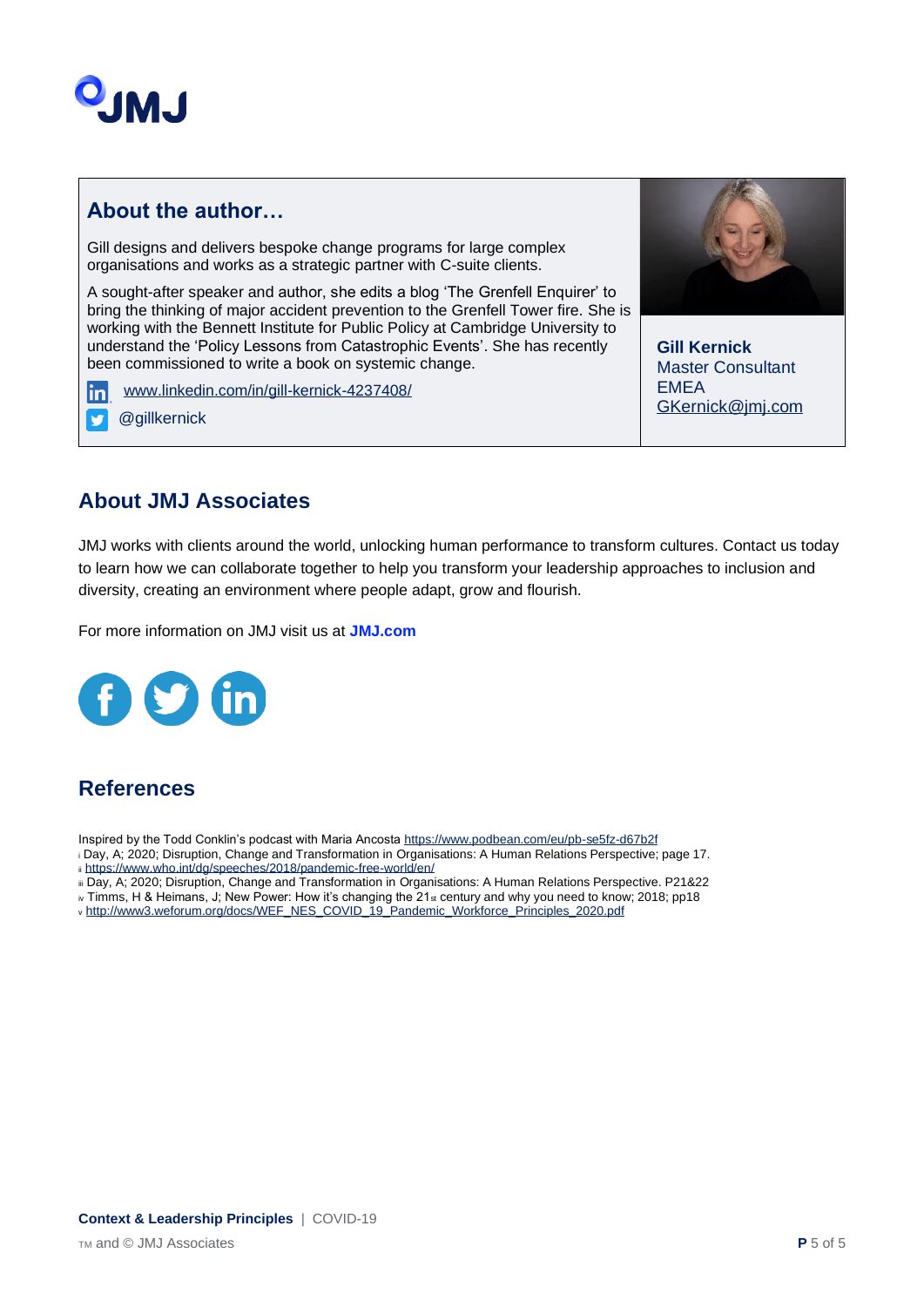## About the author…

Gill designs and delivers bespoke change programs for large complex organisations and works as a strategic partner with C-suite clients.

A sought-after speaker and author, she edits a blog 'The Grenfell Enquirer' to bring the thinking of major accident prevention to the Grenfell Tower fire. She is working with the Bennett Institute for Public Policy at Cambridge University to understand the 'Policy Lessons from Catastrophic Events'. She has recently been commissioned to write a book on systemic change.

www.linkedin.com/in/gill-kernick-4237408/

@gillkernick

**Gill Kernick**
Master Consultant
EMEA
GKernick@jmj.com

## About JMJ Associates

JMJ works with clients around the world, unlocking human performance to transform cultures. Contact us today to learn how we can collaborate together to help you transform your leadership approaches to inclusion and diversity, creating an environment where people adapt, grow and flourish.

For more information on JMJ visit us at **JMJ.com**

## References

Inspired by the Todd Conklin's podcast with Maria Ancosta https://www.podbean.com/eu/pb-se5fz-d67b2f

[i] Day, A; 2020; Disruption, Change and Transformation in Organisations: A Human Relations Perspective; page 17.

[ii] https://www.who.int/dg/speeches/2018/pandemic-free-world/en/

[iii] Day, A; 2020; Disruption, Change and Transformation in Organisations: A Human Relations Perspective. P21&22

[iv] Timms, H & Heimans, J; New Power: How it's changing the 21st century and why you need to know; 2018; pp18

[v] http://www3.weforum.org/docs/WEF_NES_COVID_19_Pandemic_Workforce_Principles_2020.pdf